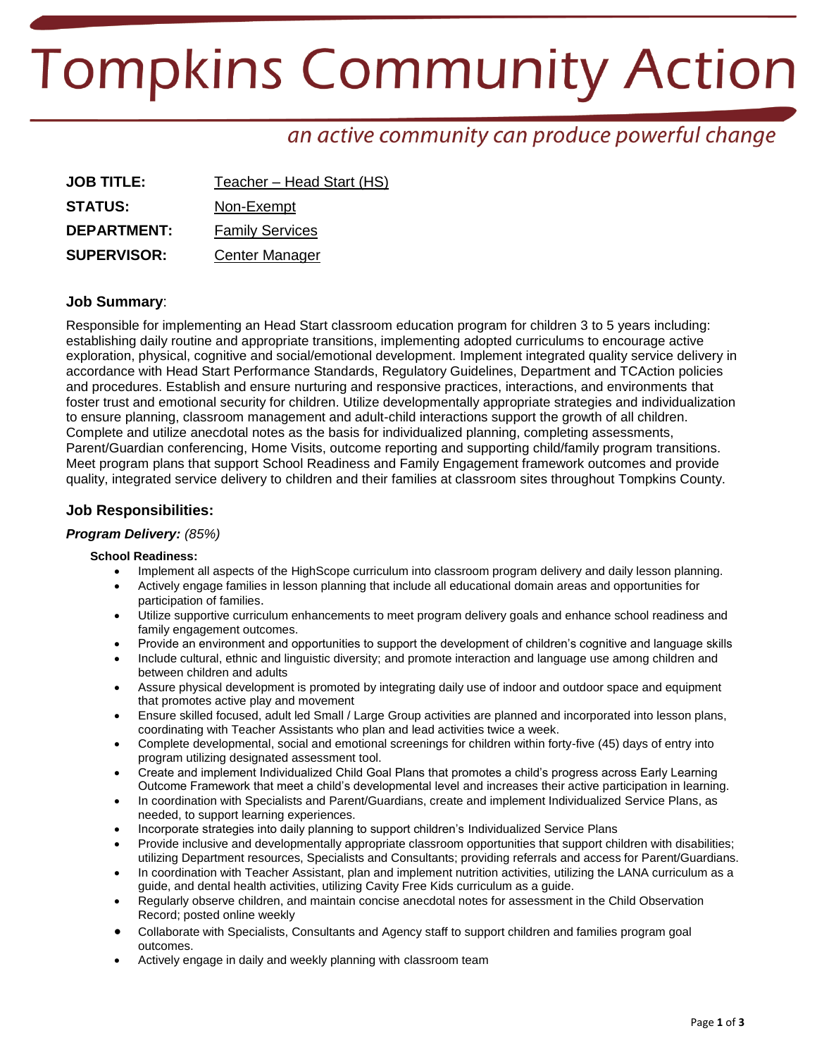# Tompkins Community Action

*an active community can produce powerful change*

**JOB TITLE:** Teacher – Head Start (HS)

**STATUS:** Non-Exempt

**DEPARTMENT:** Family Services

**SUPERVISOR:** Center Manager

## Job Summary:

Responsible for implementing an Head Start classroom education program for children 3 to 5 years including: establishing daily routine and appropriate transitions, implementing adopted curriculums to encourage active exploration, physical, cognitive and social/emotional development. Implement integrated quality service delivery in accordance with Head Start Performance Standards, Regulatory Guidelines, Department and TCAction policies and procedures. Establish and ensure nurturing and responsive practices, interactions, and environments that foster trust and emotional security for children. Utilize developmentally appropriate strategies and individualization to ensure planning, classroom management and adult-child interactions support the growth of all children. Complete and utilize anecdotal notes as the basis for individualized planning, completing assessments, Parent/Guardian conferencing, Home Visits, outcome reporting and supporting child/family program transitions. Meet program plans that support School Readiness and Family Engagement framework outcomes and provide quality, integrated service delivery to children and their families at classroom sites throughout Tompkins County.

## Job Responsibilities:

### *Program Delivery: (85%)*

**School Readiness:**

- Implement all aspects of the HighScope curriculum into classroom program delivery and daily lesson planning.
- Actively engage families in lesson planning that include all educational domain areas and opportunities for participation of families.
- Utilize supportive curriculum enhancements to meet program delivery goals and enhance school readiness and family engagement outcomes.
- Provide an environment and opportunities to support the development of children's cognitive and language skills
- Include cultural, ethnic and linguistic diversity; and promote interaction and language use among children and between children and adults
- Assure physical development is promoted by integrating daily use of indoor and outdoor space and equipment that promotes active play and movement
- Ensure skilled focused, adult led Small / Large Group activities are planned and incorporated into lesson plans, coordinating with Teacher Assistants who plan and lead activities twice a week.
- Complete developmental, social and emotional screenings for children within forty-five (45) days of entry into program utilizing designated assessment tool.
- Create and implement Individualized Child Goal Plans that promotes a child's progress across Early Learning Outcome Framework that meet a child's developmental level and increases their active participation in learning.
- In coordination with Specialists and Parent/Guardians, create and implement Individualized Service Plans, as needed, to support learning experiences.
- Incorporate strategies into daily planning to support children's Individualized Service Plans
- Provide inclusive and developmentally appropriate classroom opportunities that support children with disabilities; utilizing Department resources, Specialists and Consultants; providing referrals and access for Parent/Guardians.
- In coordination with Teacher Assistant, plan and implement nutrition activities, utilizing the LANA curriculum as a guide, and dental health activities, utilizing Cavity Free Kids curriculum as a guide.
- Regularly observe children, and maintain concise anecdotal notes for assessment in the Child Observation Record; posted online weekly
- Collaborate with Specialists, Consultants and Agency staff to support children and families program goal outcomes.
- Actively engage in daily and weekly planning with classroom team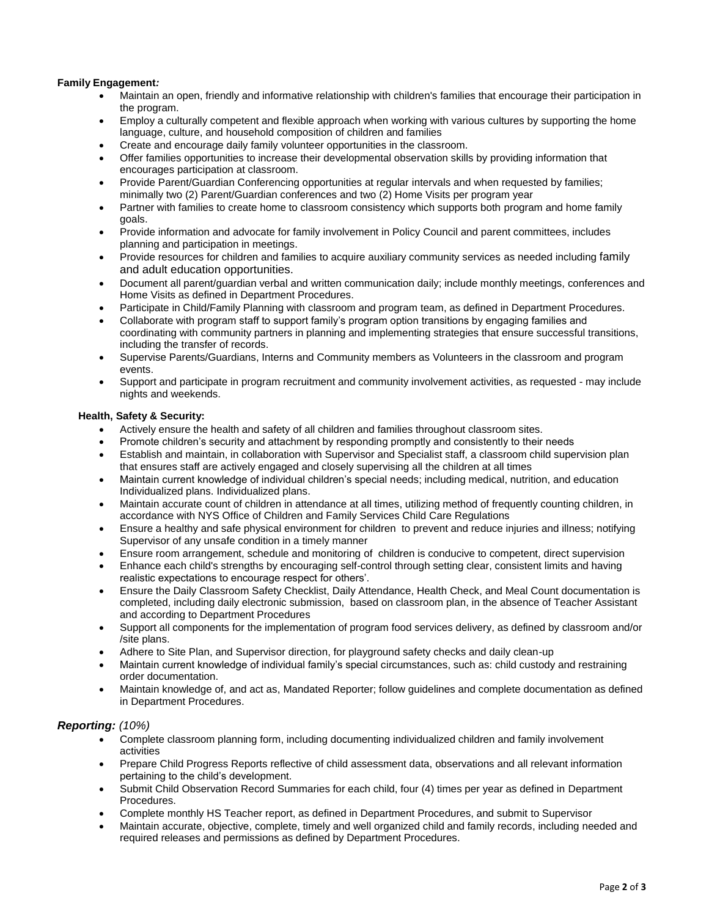**Family Engagement*:***

- Maintain an open, friendly and informative relationship with children's families that encourage their participation in the program.
- Employ a culturally competent and flexible approach when working with various cultures by supporting the home language, culture, and household composition of children and families
- Create and encourage daily family volunteer opportunities in the classroom.
- Offer families opportunities to increase their developmental observation skills by providing information that encourages participation at classroom.
- Provide Parent/Guardian Conferencing opportunities at regular intervals and when requested by families; minimally two (2) Parent/Guardian conferences and two (2) Home Visits per program year
- Partner with families to create home to classroom consistency which supports both program and home family goals.
- Provide information and advocate for family involvement in Policy Council and parent committees, includes planning and participation in meetings.
- Provide resources for children and families to acquire auxiliary community services as needed including family and adult education opportunities.
- Document all parent/guardian verbal and written communication daily; include monthly meetings, conferences and Home Visits as defined in Department Procedures.
- Participate in Child/Family Planning with classroom and program team, as defined in Department Procedures.
- Collaborate with program staff to support family's program option transitions by engaging families and coordinating with community partners in planning and implementing strategies that ensure successful transitions, including the transfer of records.
- Supervise Parents/Guardians, Interns and Community members as Volunteers in the classroom and program events.
- Support and participate in program recruitment and community involvement activities, as requested - may include nights and weekends.

**Health, Safety & Security:**

- Actively ensure the health and safety of all children and families throughout classroom sites.
- Promote children's security and attachment by responding promptly and consistently to their needs
- Establish and maintain, in collaboration with Supervisor and Specialist staff, a classroom child supervision plan that ensures staff are actively engaged and closely supervising all the children at all times
- Maintain current knowledge of individual children's special needs; including medical, nutrition, and education Individualized plans. Individualized plans.
- Maintain accurate count of children in attendance at all times, utilizing method of frequently counting children, in accordance with NYS Office of Children and Family Services Child Care Regulations
- Ensure a healthy and safe physical environment for children to prevent and reduce injuries and illness; notifying Supervisor of any unsafe condition in a timely manner
- Ensure room arrangement, schedule and monitoring of children is conducive to competent, direct supervision
- Enhance each child's strengths by encouraging self-control through setting clear, consistent limits and having realistic expectations to encourage respect for others'.
- Ensure the Daily Classroom Safety Checklist, Daily Attendance, Health Check, and Meal Count documentation is completed, including daily electronic submission, based on classroom plan, in the absence of Teacher Assistant and according to Department Procedures
- Support all components for the implementation of program food services delivery, as defined by classroom and/or /site plans.
- Adhere to Site Plan, and Supervisor direction, for playground safety checks and daily clean-up
- Maintain current knowledge of individual family's special circumstances, such as: child custody and restraining order documentation.
- Maintain knowledge of, and act as, Mandated Reporter; follow guidelines and complete documentation as defined in Department Procedures.

***Reporting:** (10%)*

- Complete classroom planning form, including documenting individualized children and family involvement activities
- Prepare Child Progress Reports reflective of child assessment data, observations and all relevant information pertaining to the child's development.
- Submit Child Observation Record Summaries for each child, four (4) times per year as defined in Department Procedures.
- Complete monthly HS Teacher report, as defined in Department Procedures, and submit to Supervisor
- Maintain accurate, objective, complete, timely and well organized child and family records, including needed and required releases and permissions as defined by Department Procedures.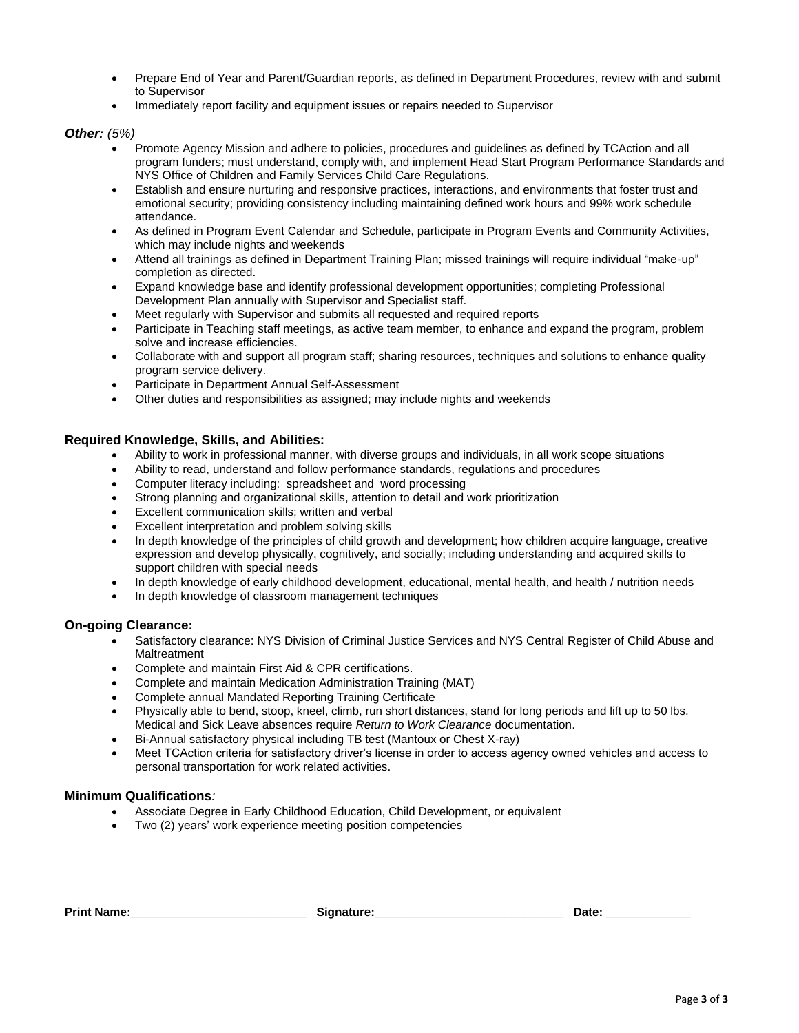- Prepare End of Year and Parent/Guardian reports, as defined in Department Procedures, review with and submit to Supervisor
- Immediately report facility and equipment issues or repairs needed to Supervisor

***Other:*** *(5%)*

- Promote Agency Mission and adhere to policies, procedures and guidelines as defined by TCAction and all program funders; must understand, comply with, and implement Head Start Program Performance Standards and NYS Office of Children and Family Services Child Care Regulations.
- Establish and ensure nurturing and responsive practices, interactions, and environments that foster trust and emotional security; providing consistency including maintaining defined work hours and 99% work schedule attendance.
- As defined in Program Event Calendar and Schedule, participate in Program Events and Community Activities, which may include nights and weekends
- Attend all trainings as defined in Department Training Plan; missed trainings will require individual "make-up" completion as directed.
- Expand knowledge base and identify professional development opportunities; completing Professional Development Plan annually with Supervisor and Specialist staff.
- Meet regularly with Supervisor and submits all requested and required reports
- Participate in Teaching staff meetings, as active team member, to enhance and expand the program, problem solve and increase efficiencies.
- Collaborate with and support all program staff; sharing resources, techniques and solutions to enhance quality program service delivery.
- Participate in Department Annual Self-Assessment
- Other duties and responsibilities as assigned; may include nights and weekends

**Required Knowledge, Skills, and Abilities:**

- Ability to work in professional manner, with diverse groups and individuals, in all work scope situations
- Ability to read, understand and follow performance standards, regulations and procedures
- Computer literacy including: spreadsheet and word processing
- Strong planning and organizational skills, attention to detail and work prioritization
- Excellent communication skills; written and verbal
- Excellent interpretation and problem solving skills
- In depth knowledge of the principles of child growth and development; how children acquire language, creative expression and develop physically, cognitively, and socially; including understanding and acquired skills to support children with special needs
- In depth knowledge of early childhood development, educational, mental health, and health / nutrition needs
- In depth knowledge of classroom management techniques

**On-going Clearance:**

- Satisfactory clearance: NYS Division of Criminal Justice Services and NYS Central Register of Child Abuse and Maltreatment
- Complete and maintain First Aid & CPR certifications.
- Complete and maintain Medication Administration Training (MAT)
- Complete annual Mandated Reporting Training Certificate
- Physically able to bend, stoop, kneel, climb, run short distances, stand for long periods and lift up to 50 lbs. Medical and Sick Leave absences require *Return to Work Clearance* documentation.
- Bi-Annual satisfactory physical including TB test (Mantoux or Chest X-ray)
- Meet TCAction criteria for satisfactory driver's license in order to access agency owned vehicles and access to personal transportation for work related activities.

**Minimum Qualifications***:*

- Associate Degree in Early Childhood Education, Child Development, or equivalent
- Two (2) years' work experience meeting position competencies

**Print Name:**___________________________ **Signature:**_____________________________ **Date:** _____________